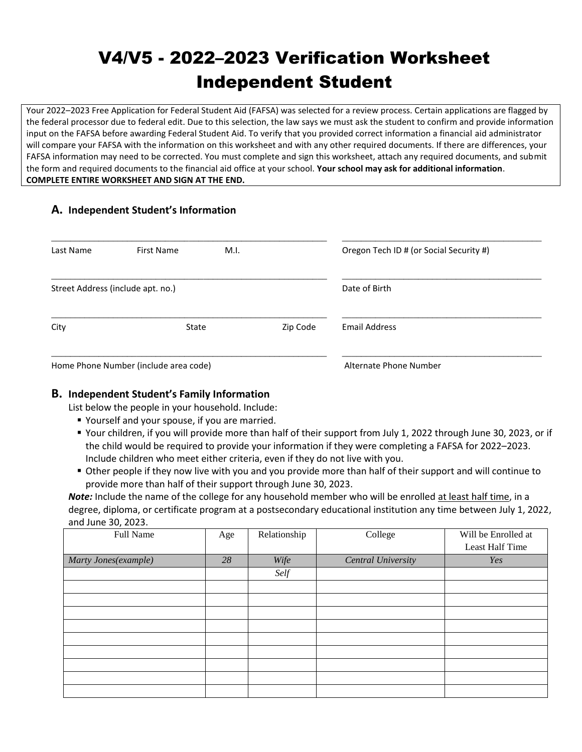# V4/V5 - 2022–2023 Verification Worksheet Independent Student

Your 2022–2023 Free Application for Federal Student Aid (FAFSA) was selected for a review process. Certain applications are flagged by the federal processor due to federal edit. Due to this selection, the law says we must ask the student to confirm and provide information input on the FAFSA before awarding Federal Student Aid. To verify that you provided correct information a financial aid administrator will compare your FAFSA with the information on this worksheet and with any other required documents. If there are differences, your FAFSA information may need to be corrected. You must complete and sign this worksheet, attach any required documents, and submit the form and required documents to the financial aid office at your school. **Your school may ask for additional information**. **COMPLETE ENTIRE WORKSHEET AND SIGN AT THE END.**

## A. Independent Student's Information

\_\_\_\_\_\_\_\_\_\_\_\_\_\_\_\_\_\_\_\_\_\_\_\_\_\_\_\_\_\_\_\_\_\_\_\_\_\_\_\_\_\_\_\_ \_\_\_\_\_\_\_\_\_\_\_\_\_\_\_\_\_\_\_\_\_\_\_\_\_\_\_\_\_\_\_\_\_\_

Last Name First Name M.I. Oregon Tech ID # (or Social Security #)

\_\_\_\_\_\_\_\_\_\_\_\_\_\_\_\_\_\_\_\_\_\_\_\_\_\_\_\_\_\_\_\_\_\_\_\_\_\_\_\_\_\_\_\_ \_\_\_\_\_\_\_\_\_\_\_\_\_\_\_\_\_\_\_\_\_\_\_\_\_\_\_\_\_\_\_\_\_\_

Street Address (include apt. no.) Date of Birth

\_\_\_\_\_\_\_\_\_\_\_\_\_\_\_\_\_\_\_\_\_\_\_\_\_\_\_\_\_\_\_\_\_\_\_\_\_\_\_\_\_\_\_\_ \_\_\_\_\_\_\_\_\_\_\_\_\_\_\_\_\_\_\_\_\_\_\_\_\_\_\_\_\_\_\_\_\_\_

City State Zip Code Email Address

\_\_\_\_\_\_\_\_\_\_\_\_\_\_\_\_\_\_\_\_\_\_\_\_\_\_\_\_\_\_\_\_\_\_\_\_\_\_\_\_\_\_\_\_ \_\_\_\_\_\_\_\_\_\_\_\_\_\_\_\_\_\_\_\_\_\_\_\_\_\_\_\_\_\_\_\_\_\_

Home Phone Number (include area code) Alternate Phone Number

## B. Independent Student's Family Information

List below the people in your household. Include:

- Yourself and your spouse, if you are married.
- Your children, if you will provide more than half of their support from July 1, 2022 through June 30, 2023, or if the child would be required to provide your information if they were completing a FAFSA for 2022–2023. Include children who meet either criteria, even if they do not live with you.
- Other people if they now live with you and you provide more than half of their support and will continue to provide more than half of their support through June 30, 2023.

***Note:*** Include the name of the college for any household member who will be enrolled at least half time, in a degree, diploma, or certificate program at a postsecondary educational institution any time between July 1, 2022, and June 30, 2023.

| Full Name | Age | Relationship | College | Will be Enrolled at Least Half Time |
|---|---|---|---|---|
| *Marty Jones(example)* | *28* | *Wife* | *Central University* | *Yes* |
| | | *Self* | | |
| | | | | |
| | | | | |
| | | | | |
| | | | | |
| | | | | |
| | | | | |
| | | | | |
| | | | | |
| | | | | |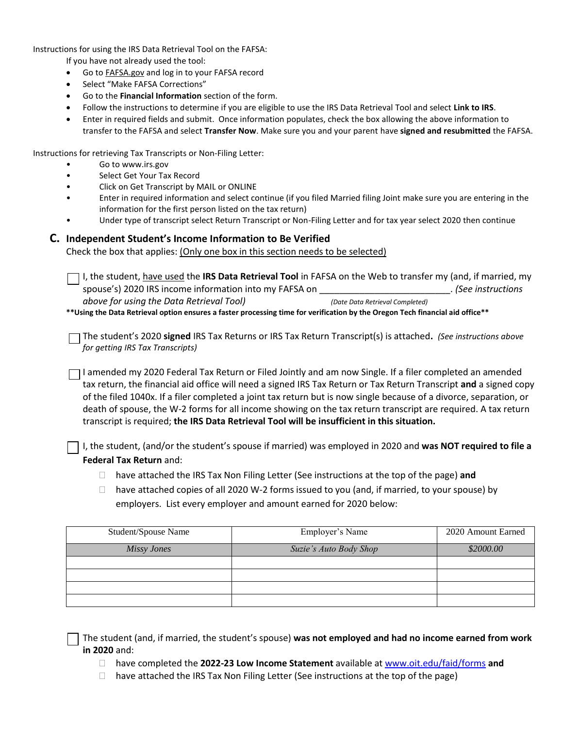Instructions for using the IRS Data Retrieval Tool on the FAFSA:

If you have not already used the tool:

- Go to FAFSA.gov and log in to your FAFSA record
- Select "Make FAFSA Corrections"
- Go to the **Financial Information** section of the form.
- Follow the instructions to determine if you are eligible to use the IRS Data Retrieval Tool and select **Link to IRS**.
- Enter in required fields and submit. Once information populates, check the box allowing the above information to transfer to the FAFSA and select **Transfer Now**. Make sure you and your parent have **signed and resubmitted** the FAFSA.

Instructions for retrieving Tax Transcripts or Non-Filing Letter:

- Go to www.irs.gov
- Select Get Your Tax Record
- Click on Get Transcript by MAIL or ONLINE
- Enter in required information and select continue (if you filed Married filing Joint make sure you are entering in the information for the first person listed on the tax return)
- Under type of transcript select Return Transcript or Non-Filing Letter and for tax year select 2020 then continue

## C. Independent Student's Income Information to Be Verified

Check the box that applies: (Only one box in this section needs to be selected)

☐ I, the student, have used the **IRS Data Retrieval Tool** in FAFSA on the Web to transfer my (and, if married, my spouse's) 2020 IRS income information into my FAFSA on _________________________ (Date Data Retrieval Completed). *(See instructions above for using the Data Retrieval Tool)*

****Using the Data Retrieval option ensures a faster processing time for verification by the Oregon Tech financial aid office****

☐ The student's 2020 **signed** IRS Tax Returns or IRS Tax Return Transcript(s) is attached. *(See instructions above for getting IRS Tax Transcripts)*

☐ I amended my 2020 Federal Tax Return or Filed Jointly and am now Single. If a filer completed an amended tax return, the financial aid office will need a signed IRS Tax Return or Tax Return Transcript **and** a signed copy of the filed 1040x. If a filer completed a joint tax return but is now single because of a divorce, separation, or death of spouse, the W-2 forms for all income showing on the tax return transcript are required. A tax return transcript is required; **the IRS Data Retrieval Tool will be insufficient in this situation.**

☐ I, the student, (and/or the student's spouse if married) was employed in 2020 and **was NOT required to file a Federal Tax Return** and:

- ☐ have attached the IRS Tax Non Filing Letter (See instructions at the top of the page) **and**
- ☐ have attached copies of all 2020 W-2 forms issued to you (and, if married, to your spouse) by employers. List every employer and amount earned for 2020 below:

| Student/Spouse Name | Employer's Name | 2020 Amount Earned |
|---|---|---|
| *Missy Jones* | *Suzie's Auto Body Shop* | *$2000.00* |
| | | |
| | | |
| | | |
| | | |

☐ The student (and, if married, the student's spouse) **was not employed and had no income earned from work in 2020** and:

- ☐ have completed the **2022-23 Low Income Statement** available at www.oit.edu/faid/forms **and**
- ☐ have attached the IRS Tax Non Filing Letter (See instructions at the top of the page)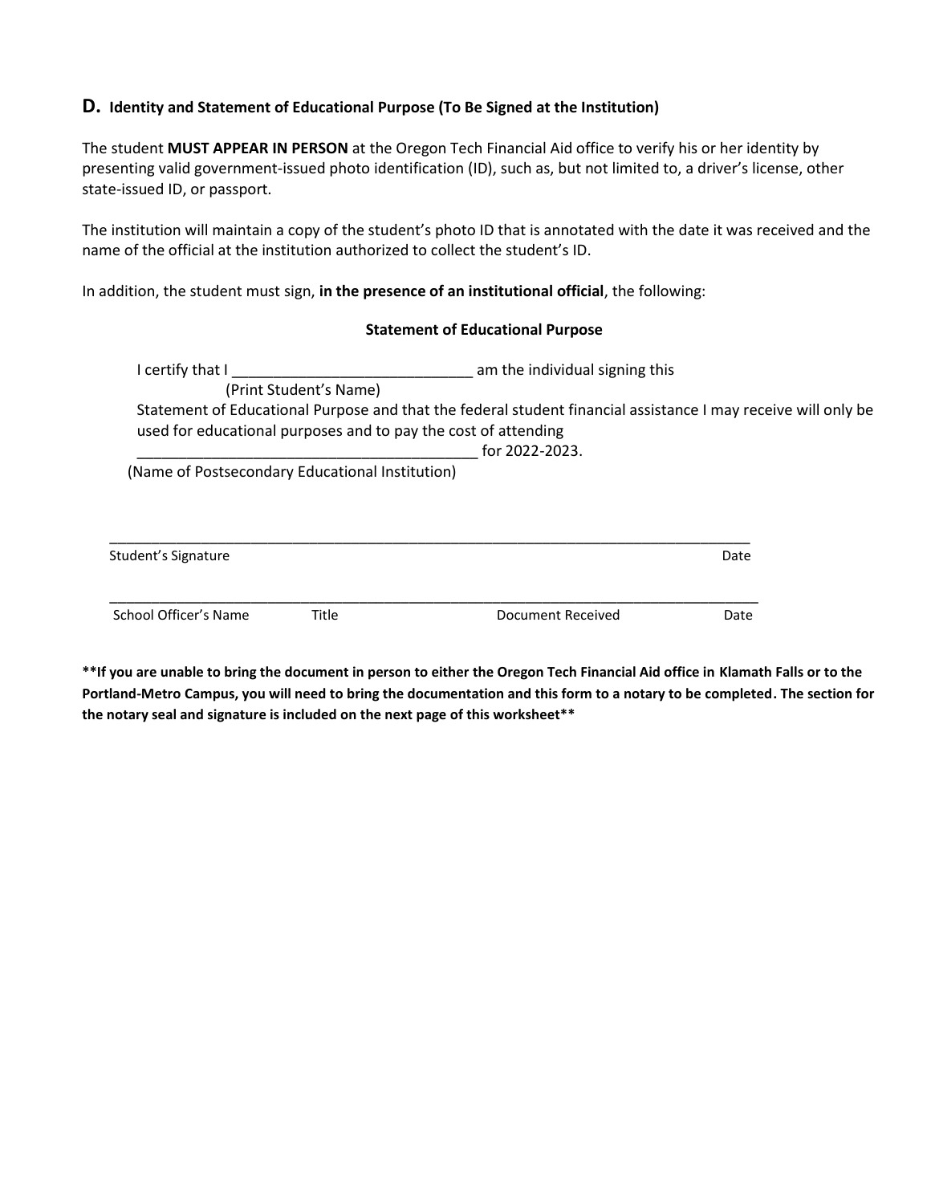## D. Identity and Statement of Educational Purpose (To Be Signed at the Institution)

The student **MUST APPEAR IN PERSON** at the Oregon Tech Financial Aid office to verify his or her identity by presenting valid government-issued photo identification (ID), such as, but not limited to, a driver's license, other state-issued ID, or passport.

The institution will maintain a copy of the student's photo ID that is annotated with the date it was received and the name of the official at the institution authorized to collect the student's ID.

In addition, the student must sign, **in the presence of an institutional official**, the following:

**Statement of Educational Purpose**

I certify that I ____________________________ am the individual signing this
(Print Student's Name)
Statement of Educational Purpose and that the federal student financial assistance I may receive will only be used for educational purposes and to pay the cost of attending
_________________________________________ for 2022-2023.
(Name of Postsecondary Educational Institution)

_________________________________________________________________________________
Student's Signature                                                                                                        Date

_________________________________________________________________________________
School Officer's Name          Title                                        Document Received                    Date

**\*\*If you are unable to bring the document in person to either the Oregon Tech Financial Aid office in Klamath Falls or to the Portland-Metro Campus, you will need to bring the documentation and this form to a notary to be completed. The section for the notary seal and signature is included on the next page of this worksheet\*\***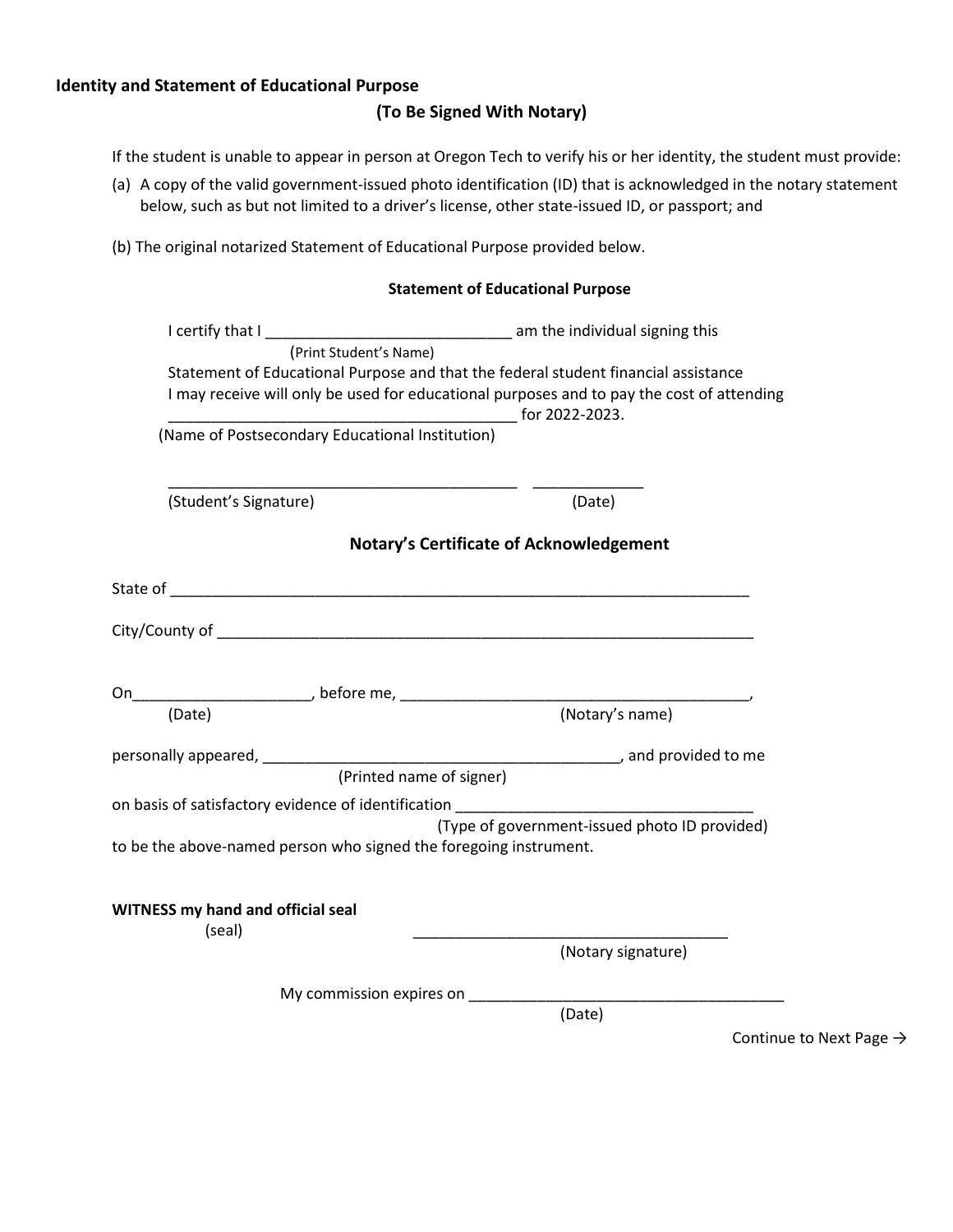**Identity and Statement of Educational Purpose**

**(To Be Signed With Notary)**

If the student is unable to appear in person at Oregon Tech to verify his or her identity, the student must provide:

(a) A copy of the valid government-issued photo identification (ID) that is acknowledged in the notary statement below, such as but not limited to a driver's license, other state-issued ID, or passport; and

(b) The original notarized Statement of Educational Purpose provided below.

**Statement of Educational Purpose**

I certify that I _____________________________ am the individual signing this
(Print Student's Name)
Statement of Educational Purpose and that the federal student financial assistance I may receive will only be used for educational purposes and to pay the cost of attending _________________________________________ for 2022-2023.
(Name of Postsecondary Educational Institution)

_________________________________________ _____________
(Student's Signature) (Date)

**Notary's Certificate of Acknowledgement**

State of ______________________________________________________________________

City/County of __________________________________________________________________

On____________________, before me, __________________________________________,
(Date) (Notary's name)

personally appeared, ___________________________________________, and provided to me
(Printed name of signer)

on basis of satisfactory evidence of identification __________________________________
(Type of government-issued photo ID provided)

to be the above-named person who signed the foregoing instrument.

**WITNESS my hand and official seal**
(seal) _____________________________________
(Notary signature)

My commission expires on _____________________________________
(Date)

Continue to Next Page →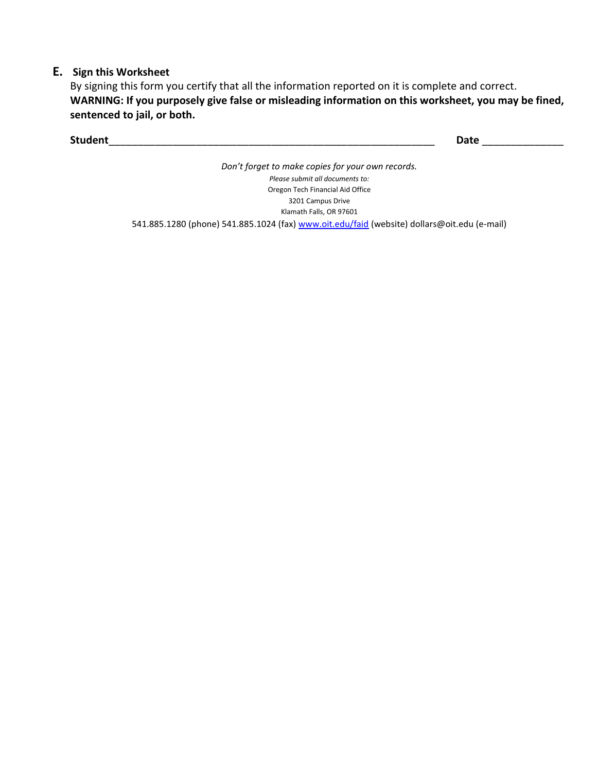## E. Sign this Worksheet

By signing this form you certify that all the information reported on it is complete and correct.

**WARNING: If you purposely give false or misleading information on this worksheet, you may be fined, sentenced to jail, or both.**

**Student**_______________________________________________________ **Date** ______________

*Don't forget to make copies for your own records.*

*Please submit all documents to:*

Oregon Tech Financial Aid Office

3201 Campus Drive

Klamath Falls, OR 97601

541.885.1280 (phone) 541.885.1024 (fax) [www.oit.edu/faid](http://www.oit.edu/faid) (website) dollars@oit.edu (e-mail)